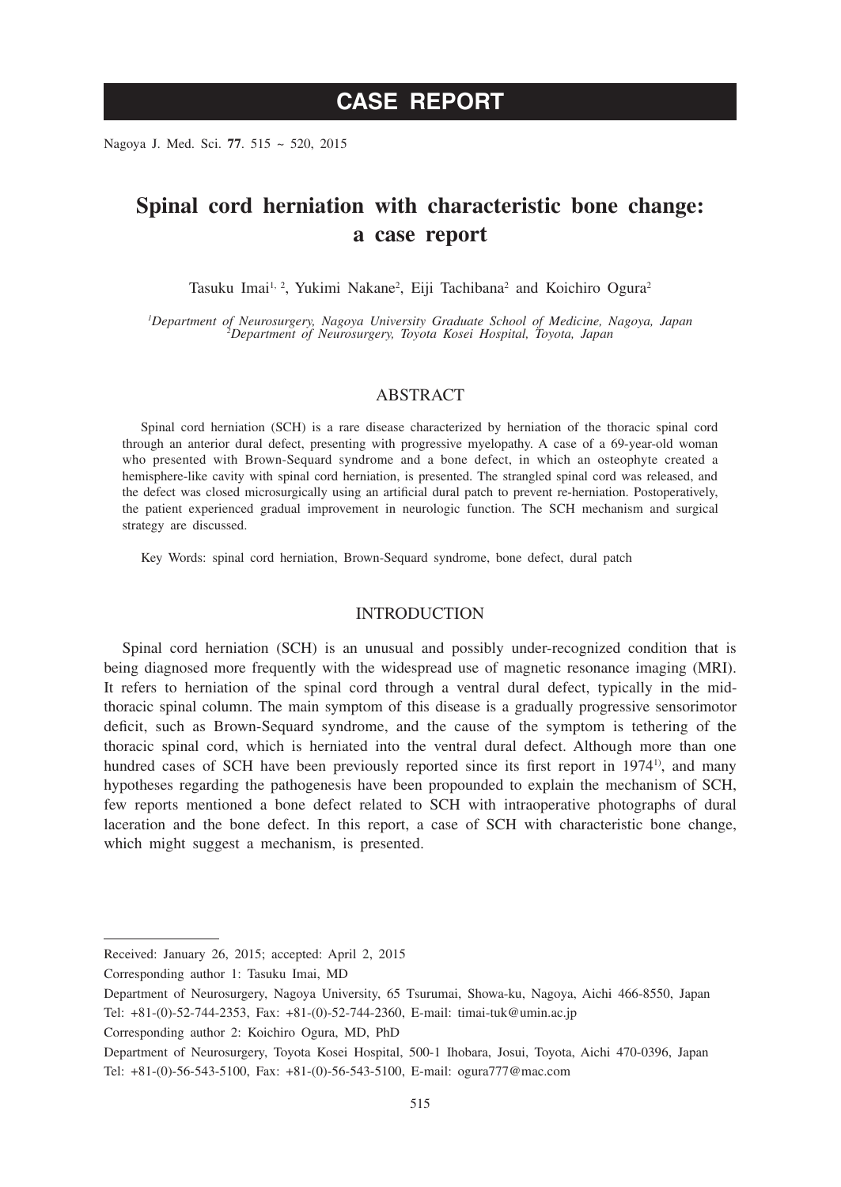# CASE REPORT

# Spinal cord herniation with characteristic bone change: a case report

Tasuku Imai[1,2], Yukimi Nakane[2], Eiji Tachibana[2] and Koichiro Ogura[2]

*[1]Department of Neurosurgery, Nagoya University Graduate School of Medicine, Nagoya, Japan*
*[2]Department of Neurosurgery, Toyota Kosei Hospital, Toyota, Japan*

## ABSTRACT

Spinal cord herniation (SCH) is a rare disease characterized by herniation of the thoracic spinal cord through an anterior dural defect, presenting with progressive myelopathy. A case of a 69-year-old woman who presented with Brown-Sequard syndrome and a bone defect, in which an osteophyte created a hemisphere-like cavity with spinal cord herniation, is presented. The strangled spinal cord was released, and the defect was closed microsurgically using an artificial dural patch to prevent re-herniation. Postoperatively, the patient experienced gradual improvement in neurologic function. The SCH mechanism and surgical strategy are discussed.

Key Words: spinal cord herniation, Brown-Sequard syndrome, bone defect, dural patch

## INTRODUCTION

Spinal cord herniation (SCH) is an unusual and possibly under-recognized condition that is being diagnosed more frequently with the widespread use of magnetic resonance imaging (MRI). It refers to herniation of the spinal cord through a ventral dural defect, typically in the mid-thoracic spinal column. The main symptom of this disease is a gradually progressive sensorimotor deficit, such as Brown-Sequard syndrome, and the cause of the symptom is tethering of the thoracic spinal cord, which is herniated into the ventral dural defect. Although more than one hundred cases of SCH have been previously reported since its first report in 1974[1)], and many hypotheses regarding the pathogenesis have been propounded to explain the mechanism of SCH, few reports mentioned a bone defect related to SCH with intraoperative photographs of dural laceration and the bone defect. In this report, a case of SCH with characteristic bone change, which might suggest a mechanism, is presented.

---

Received: January 26, 2015; accepted: April 2, 2015

Corresponding author 1: Tasuku Imai, MD

Department of Neurosurgery, Nagoya University, 65 Tsurumai, Showa-ku, Nagoya, Aichi 466-8550, Japan

Tel: +81-(0)-52-744-2353, Fax: +81-(0)-52-744-2360, E-mail: timai-tuk@umin.ac.jp

Corresponding author 2: Koichiro Ogura, MD, PhD

Department of Neurosurgery, Toyota Kosei Hospital, 500-1 Ihobara, Josui, Toyota, Aichi 470-0396, Japan

Tel: +81-(0)-56-543-5100, Fax: +81-(0)-56-543-5100, E-mail: ogura777@mac.com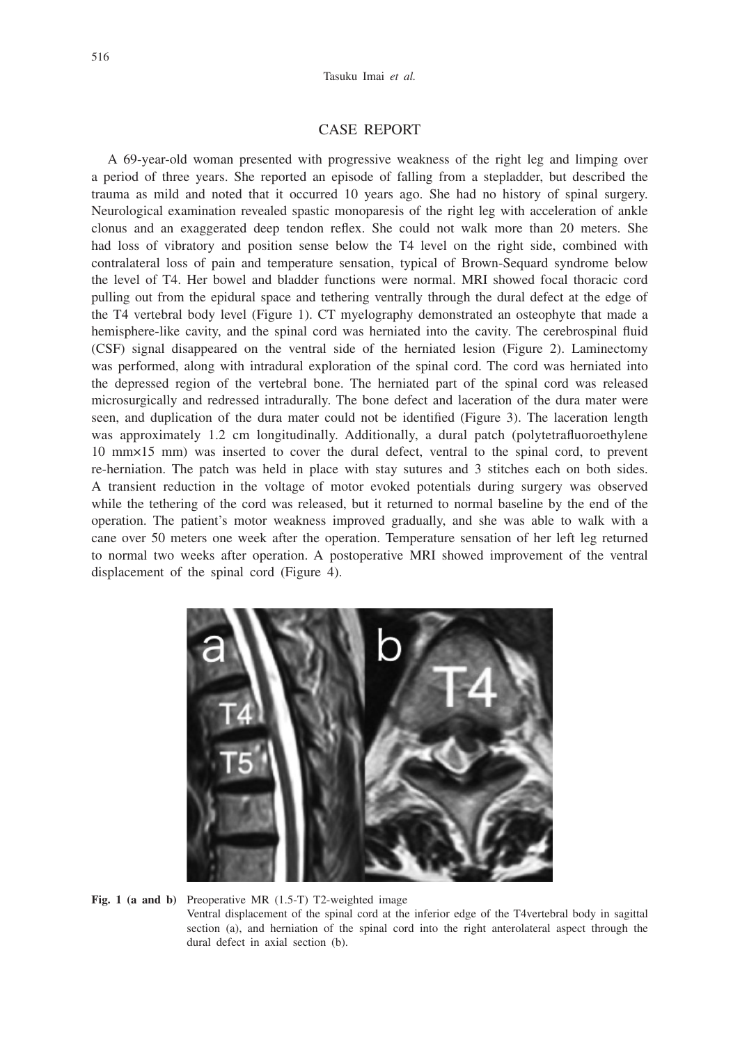## CASE REPORT

A 69-year-old woman presented with progressive weakness of the right leg and limping over a period of three years. She reported an episode of falling from a stepladder, but described the trauma as mild and noted that it occurred 10 years ago. She had no history of spinal surgery. Neurological examination revealed spastic monoparesis of the right leg with acceleration of ankle clonus and an exaggerated deep tendon reflex. She could not walk more than 20 meters. She had loss of vibratory and position sense below the T4 level on the right side, combined with contralateral loss of pain and temperature sensation, typical of Brown-Sequard syndrome below the level of T4. Her bowel and bladder functions were normal. MRI showed focal thoracic cord pulling out from the epidural space and tethering ventrally through the dural defect at the edge of the T4 vertebral body level (Figure 1). CT myelography demonstrated an osteophyte that made a hemisphere-like cavity, and the spinal cord was herniated into the cavity. The cerebrospinal fluid (CSF) signal disappeared on the ventral side of the herniated lesion (Figure 2). Laminectomy was performed, along with intradural exploration of the spinal cord. The cord was herniated into the depressed region of the vertebral bone. The herniated part of the spinal cord was released microsurgically and redressed intradurally. The bone defect and laceration of the dura mater were seen, and duplication of the dura mater could not be identified (Figure 3). The laceration length was approximately 1.2 cm longitudinally. Additionally, a dural patch (polytetrafluoroethylene 10 mm×15 mm) was inserted to cover the dural defect, ventral to the spinal cord, to prevent re-herniation. The patch was held in place with stay sutures and 3 stitches each on both sides. A transient reduction in the voltage of motor evoked potentials during surgery was observed while the tethering of the cord was released, but it returned to normal baseline by the end of the operation. The patient's motor weakness improved gradually, and she was able to walk with a cane over 50 meters one week after the operation. Temperature sensation of her left leg returned to normal two weeks after operation. A postoperative MRI showed improvement of the ventral displacement of the spinal cord (Figure 4).

**Fig. 1 (a and b)** Preoperative MR (1.5-T) T2-weighted image
Ventral displacement of the spinal cord at the inferior edge of the T4vertebral body in sagittal section (a), and herniation of the spinal cord into the right anterolateral aspect through the dural defect in axial section (b).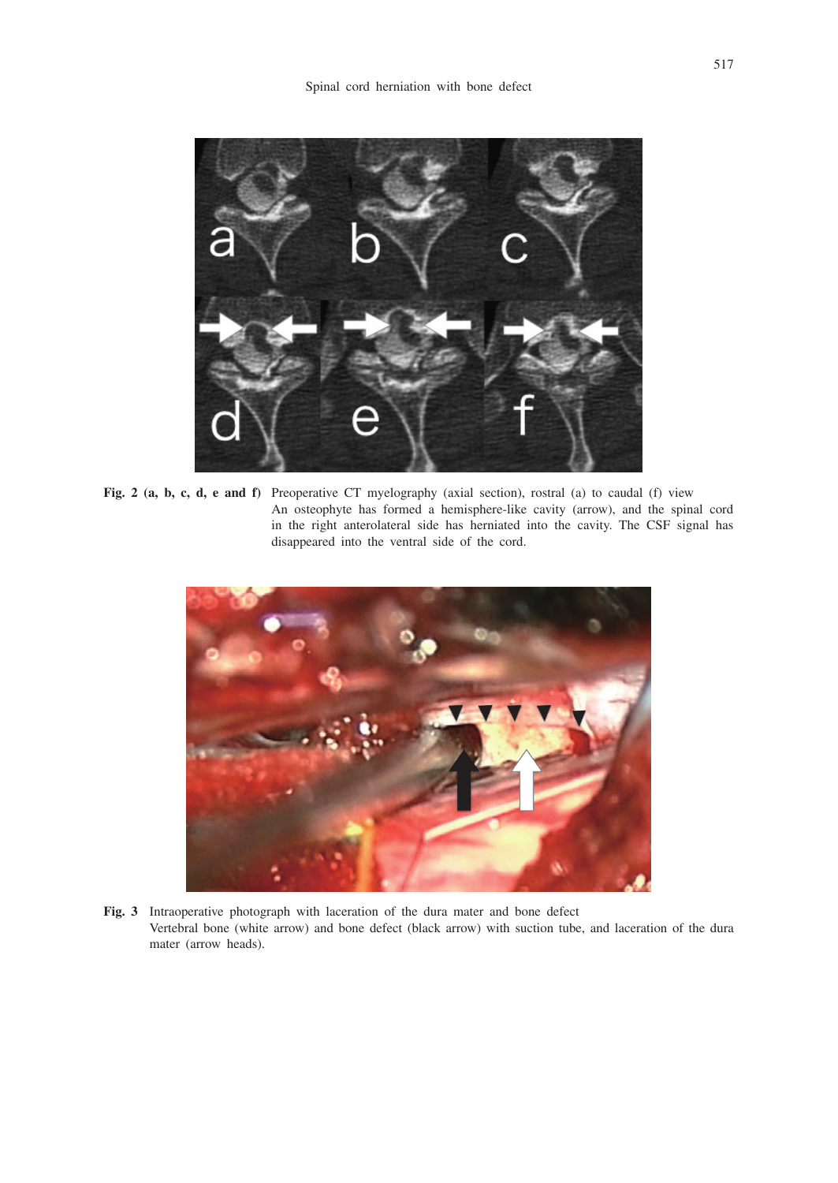**Fig. 2 (a, b, c, d, e and f)** Preoperative CT myelography (axial section), rostral (a) to caudal (f) view
An osteophyte has formed a hemisphere-like cavity (arrow), and the spinal cord in the right anterolateral side has herniated into the cavity. The CSF signal has disappeared into the ventral side of the cord.

**Fig. 3** Intraoperative photograph with laceration of the dura mater and bone defect
Vertebral bone (white arrow) and bone defect (black arrow) with suction tube, and laceration of the dura mater (arrow heads).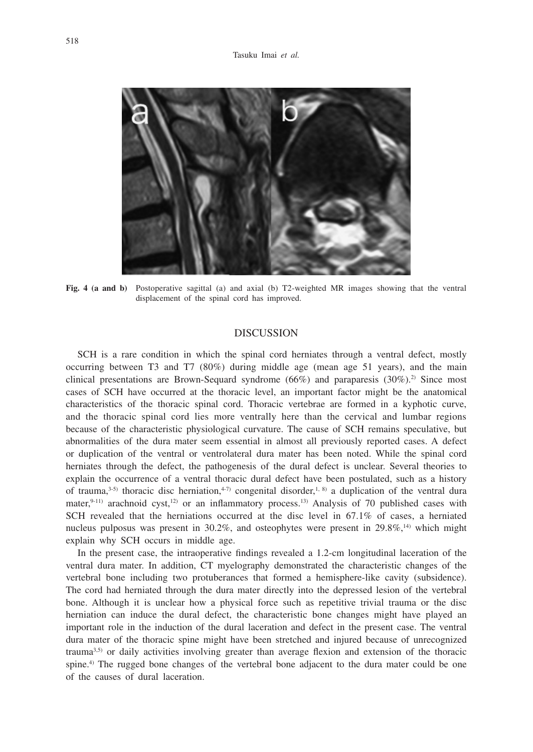**Fig. 4 (a and b)** Postoperative sagittal (a) and axial (b) T2-weighted MR images showing that the ventral displacement of the spinal cord has improved.

## DISCUSSION

SCH is a rare condition in which the spinal cord herniates through a ventral defect, mostly occurring between T3 and T7 (80%) during middle age (mean age 51 years), and the main clinical presentations are Brown-Sequard syndrome (66%) and paraparesis (30%).[2] Since most cases of SCH have occurred at the thoracic level, an important factor might be the anatomical characteristics of the thoracic spinal cord. Thoracic vertebrae are formed in a kyphotic curve, and the thoracic spinal cord lies more ventrally here than the cervical and lumbar regions because of the characteristic physiological curvature. The cause of SCH remains speculative, but abnormalities of the dura mater seem essential in almost all previously reported cases. A defect or duplication of the ventral or ventrolateral dura mater has been noted. While the spinal cord herniates through the defect, the pathogenesis of the dural defect is unclear. Several theories to explain the occurrence of a ventral thoracic dural defect have been postulated, such as a history of trauma,[3-5] thoracic disc herniation,[4-7] congenital disorder,[1, 8] a duplication of the ventral dura mater,[9-11] arachnoid cyst,[12] or an inflammatory process.[13] Analysis of 70 published cases with SCH revealed that the herniations occurred at the disc level in 67.1% of cases, a herniated nucleus pulposus was present in 30.2%, and osteophytes were present in 29.8%,[14] which might explain why SCH occurs in middle age.

In the present case, the intraoperative findings revealed a 1.2-cm longitudinal laceration of the ventral dura mater. In addition, CT myelography demonstrated the characteristic changes of the vertebral bone including two protuberances that formed a hemisphere-like cavity (subsidence). The cord had herniated through the dura mater directly into the depressed lesion of the vertebral bone. Although it is unclear how a physical force such as repetitive trivial trauma or the disc herniation can induce the dural defect, the characteristic bone changes might have played an important role in the induction of the dural laceration and defect in the present case. The ventral dura mater of the thoracic spine might have been stretched and injured because of unrecognized trauma[3,5] or daily activities involving greater than average flexion and extension of the thoracic spine.[4] The rugged bone changes of the vertebral bone adjacent to the dura mater could be one of the causes of dural laceration.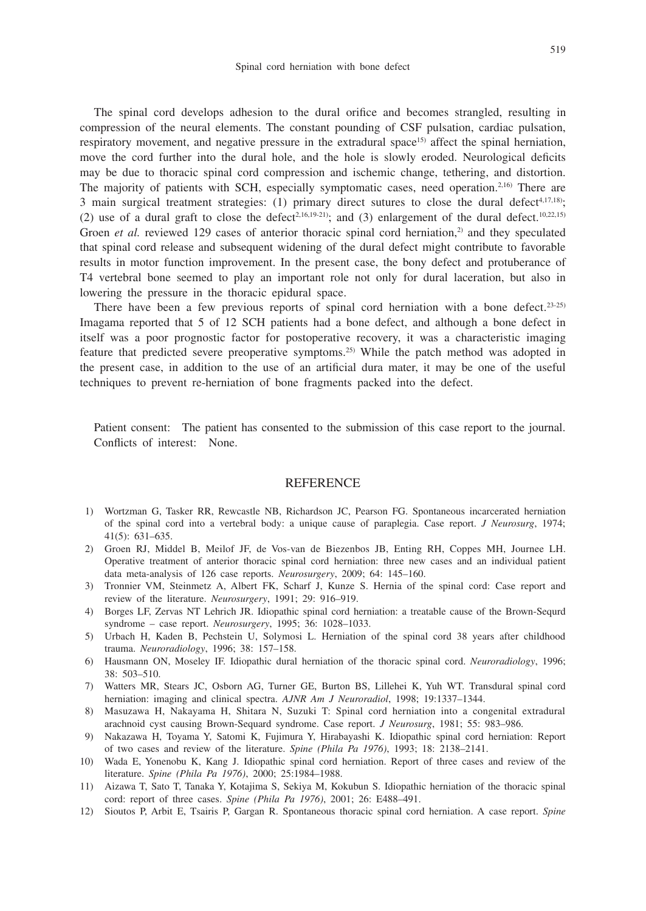The spinal cord develops adhesion to the dural orifice and becomes strangled, resulting in compression of the neural elements. The constant pounding of CSF pulsation, cardiac pulsation, respiratory movement, and negative pressure in the extradural space[15] affect the spinal herniation, move the cord further into the dural hole, and the hole is slowly eroded. Neurological deficits may be due to thoracic spinal cord compression and ischemic change, tethering, and distortion. The majority of patients with SCH, especially symptomatic cases, need operation.[2,16] There are 3 main surgical treatment strategies: (1) primary direct sutures to close the dural defect[4,17,18]; (2) use of a dural graft to close the defect[2,16,19-21]; and (3) enlargement of the dural defect.[10,22,15] Groen *et al.* reviewed 129 cases of anterior thoracic spinal cord herniation,[2] and they speculated that spinal cord release and subsequent widening of the dural defect might contribute to favorable results in motor function improvement. In the present case, the bony defect and protuberance of T4 vertebral bone seemed to play an important role not only for dural laceration, but also in lowering the pressure in the thoracic epidural space.

There have been a few previous reports of spinal cord herniation with a bone defect.[23-25] Imagama reported that 5 of 12 SCH patients had a bone defect, and although a bone defect in itself was a poor prognostic factor for postoperative recovery, it was a characteristic imaging feature that predicted severe preoperative symptoms.[25] While the patch method was adopted in the present case, in addition to the use of an artificial dura mater, it may be one of the useful techniques to prevent re-herniation of bone fragments packed into the defect.

Patient consent: The patient has consented to the submission of this case report to the journal.
Conflicts of interest: None.

## REFERENCE

1) Wortzman G, Tasker RR, Rewcastle NB, Richardson JC, Pearson FG. Spontaneous incarcerated herniation of the spinal cord into a vertebral body: a unique cause of paraplegia. Case report. *J Neurosurg*, 1974; 41(5): 631–635.
2) Groen RJ, Middel B, Meilof JF, de Vos-van de Biezenbos JB, Enting RH, Coppes MH, Journee LH. Operative treatment of anterior thoracic spinal cord herniation: three new cases and an individual patient data meta-analysis of 126 case reports. *Neurosurgery*, 2009; 64: 145–160.
3) Tronnier VM, Steinmetz A, Albert FK, Scharf J, Kunze S. Hernia of the spinal cord: Case report and review of the literature. *Neurosurgery*, 1991; 29: 916–919.
4) Borges LF, Zervas NT Lehrich JR. Idiopathic spinal cord herniation: a treatable cause of the Brown-Sequrd syndrome – case report. *Neurosurgery*, 1995; 36: 1028–1033.
5) Urbach H, Kaden B, Pechstein U, Solymosi L. Herniation of the spinal cord 38 years after childhood trauma. *Neuroradiology*, 1996; 38: 157–158.
6) Hausmann ON, Moseley IF. Idiopathic dural herniation of the thoracic spinal cord. *Neuroradiology*, 1996; 38: 503–510.
7) Watters MR, Stears JC, Osborn AG, Turner GE, Burton BS, Lillehei K, Yuh WT. Transdural spinal cord herniation: imaging and clinical spectra. *AJNR Am J Neuroradiol*, 1998; 19:1337–1344.
8) Masuzawa H, Nakayama H, Shitara N, Suzuki T: Spinal cord herniation into a congenital extradural arachnoid cyst causing Brown-Sequard syndrome. Case report. *J Neurosurg*, 1981; 55: 983–986.
9) Nakazawa H, Toyama Y, Satomi K, Fujimura Y, Hirabayashi K. Idiopathic spinal cord herniation: Report of two cases and review of the literature. *Spine (Phila Pa 1976)*, 1993; 18: 2138–2141.
10) Wada E, Yonenobu K, Kang J. Idiopathic spinal cord herniation. Report of three cases and review of the literature. *Spine (Phila Pa 1976)*, 2000; 25:1984–1988.
11) Aizawa T, Sato T, Tanaka Y, Kotajima S, Sekiya M, Kokubun S. Idiopathic herniation of the thoracic spinal cord: report of three cases. *Spine (Phila Pa 1976)*, 2001; 26: E488–491.
12) Sioutos P, Arbit E, Tsairis P, Gargan R. Spontaneous thoracic spinal cord herniation. A case report. *Spine*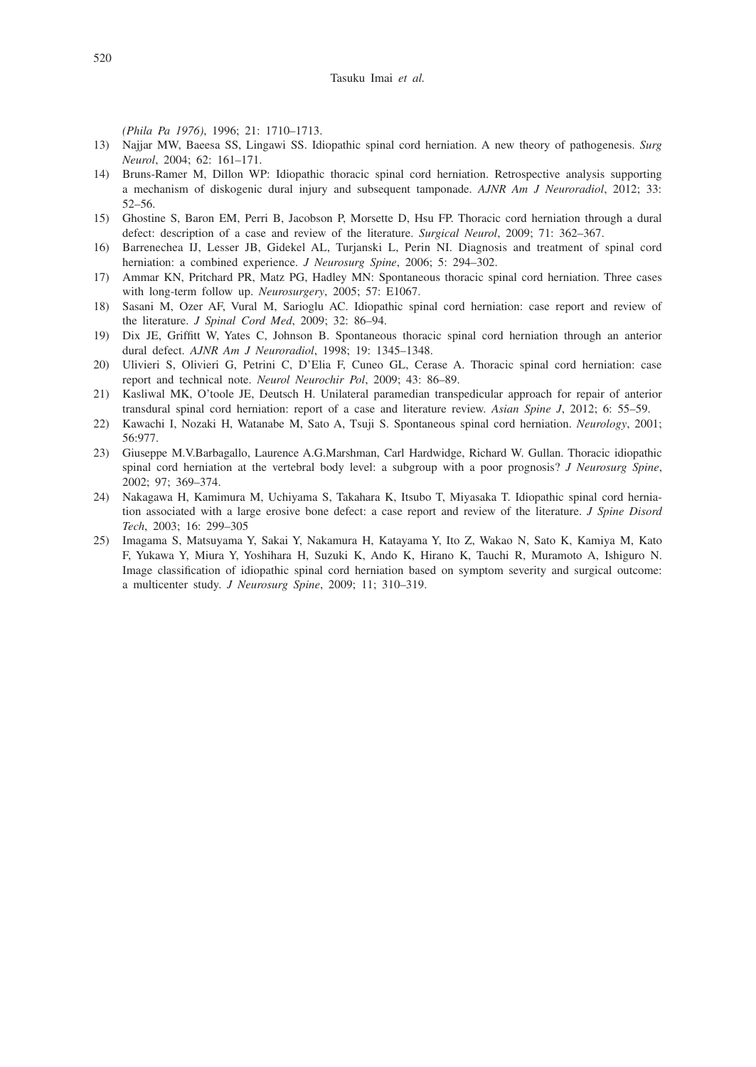*(Phila Pa 1976)*, 1996; 21: 1710–1713.

13) Najjar MW, Baeesa SS, Lingawi SS. Idiopathic spinal cord herniation. A new theory of pathogenesis. *Surg Neurol*, 2004; 62: 161–171.
14) Bruns-Ramer M, Dillon WP: Idiopathic thoracic spinal cord herniation. Retrospective analysis supporting a mechanism of diskogenic dural injury and subsequent tamponade. *AJNR Am J Neuroradiol*, 2012; 33: 52–56.
15) Ghostine S, Baron EM, Perri B, Jacobson P, Morsette D, Hsu FP. Thoracic cord herniation through a dural defect: description of a case and review of the literature. *Surgical Neurol*, 2009; 71: 362–367.
16) Barrenechea IJ, Lesser JB, Gidekel AL, Turjanski L, Perin NI. Diagnosis and treatment of spinal cord herniation: a combined experience. *J Neurosurg Spine*, 2006; 5: 294–302.
17) Ammar KN, Pritchard PR, Matz PG, Hadley MN: Spontaneous thoracic spinal cord herniation. Three cases with long-term follow up. *Neurosurgery*, 2005; 57: E1067.
18) Sasani M, Ozer AF, Vural M, Sarioglu AC. Idiopathic spinal cord herniation: case report and review of the literature. *J Spinal Cord Med*, 2009; 32: 86–94.
19) Dix JE, Griffitt W, Yates C, Johnson B. Spontaneous thoracic spinal cord herniation through an anterior dural defect. *AJNR Am J Neuroradiol*, 1998; 19: 1345–1348.
20) Ulivieri S, Olivieri G, Petrini C, D'Elia F, Cuneo GL, Cerase A. Thoracic spinal cord herniation: case report and technical note. *Neurol Neurochir Pol*, 2009; 43: 86–89.
21) Kasliwal MK, O'toole JE, Deutsch H. Unilateral paramedian transpedicular approach for repair of anterior transdural spinal cord herniation: report of a case and literature review. *Asian Spine J*, 2012; 6: 55–59.
22) Kawachi I, Nozaki H, Watanabe M, Sato A, Tsuji S. Spontaneous spinal cord herniation. *Neurology*, 2001; 56:977.
23) Giuseppe M.V.Barbagallo, Laurence A.G.Marshman, Carl Hardwidge, Richard W. Gullan. Thoracic idiopathic spinal cord herniation at the vertebral body level: a subgroup with a poor prognosis? *J Neurosurg Spine*, 2002; 97; 369–374.
24) Nakagawa H, Kamimura M, Uchiyama S, Takahara K, Itsubo T, Miyasaka T. Idiopathic spinal cord herniation associated with a large erosive bone defect: a case report and review of the literature. *J Spine Disord Tech*, 2003; 16: 299–305
25) Imagama S, Matsuyama Y, Sakai Y, Nakamura H, Katayama Y, Ito Z, Wakao N, Sato K, Kamiya M, Kato F, Yukawa Y, Miura Y, Yoshihara H, Suzuki K, Ando K, Hirano K, Tauchi R, Muramoto A, Ishiguro N. Image classification of idiopathic spinal cord herniation based on symptom severity and surgical outcome: a multicenter study. *J Neurosurg Spine*, 2009; 11; 310–319.